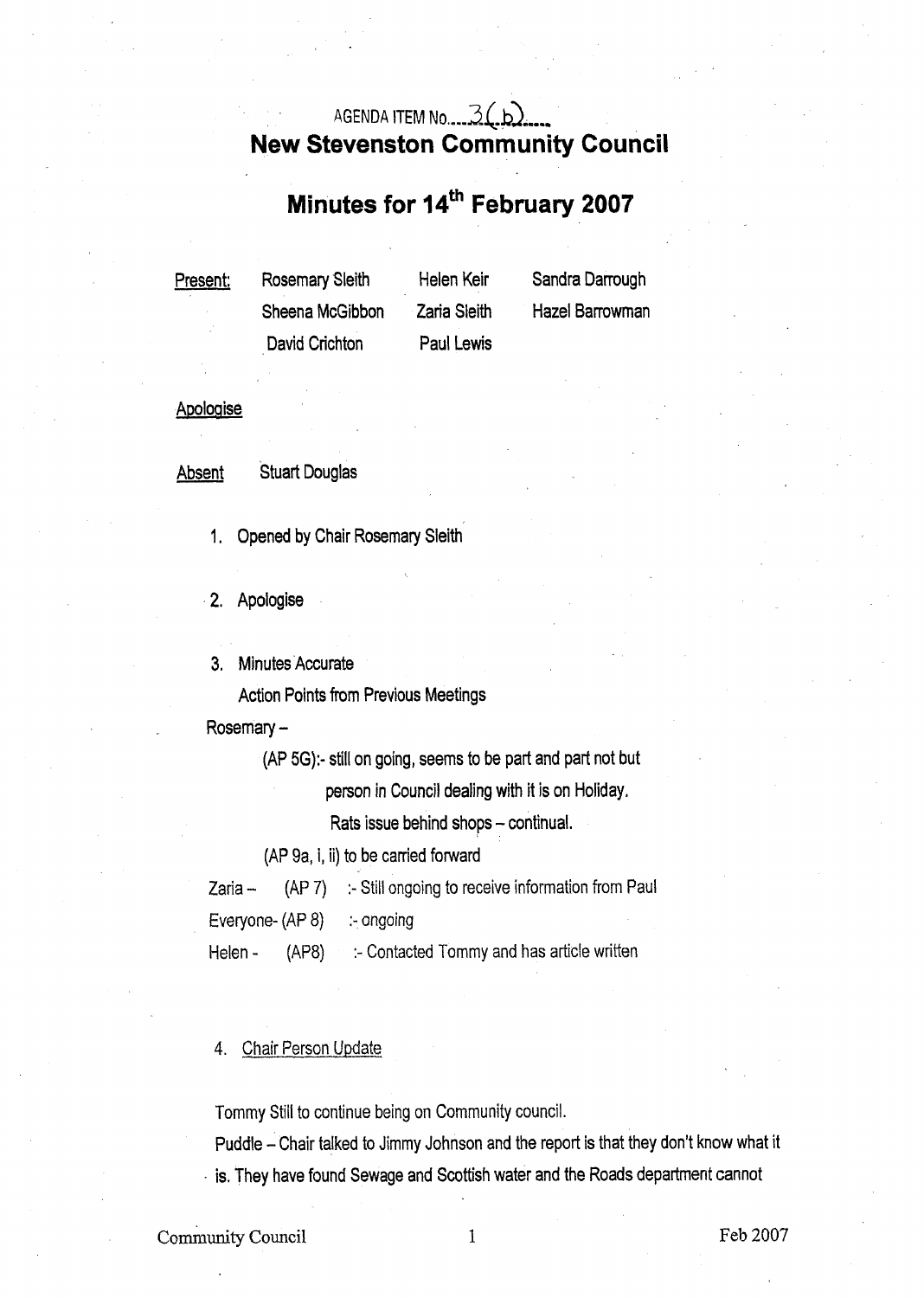AGENDA ITEM No. 3(b)

# New Stevenston Community Council

## Minutes for 14th February 2007

| Present: | Rosemary Sleith | Helen Keir | Sandra Darrough |
|---|---|---|---|
| | Sheena McGibbon | Zaria Sleith | Hazel Barrowman |
| | David Crichton | Paul Lewis | |

Apologise

Absent Stuart Douglas

1. Opened by Chair Rosemary Sleith

2. Apologise

3. Minutes Accurate

   Action Points from Previous Meetings

Rosemary –

(AP 5G):- still on going, seems to be part and part not but person in Council dealing with it is on Holiday.
Rats issue behind shops – continual.

(AP 9a, i, ii) to be carried forward

Zaria – (AP 7) :- Still ongoing to receive information from Paul

Everyone- (AP 8) :- ongoing

Helen - (AP8) :- Contacted Tommy and has article written

4. Chair Person Update

Tommy Still to continue being on Community council.

Puddle – Chair talked to Jimmy Johnson and the report is that they don't know what it is. They have found Sewage and Scottish water and the Roads department cannot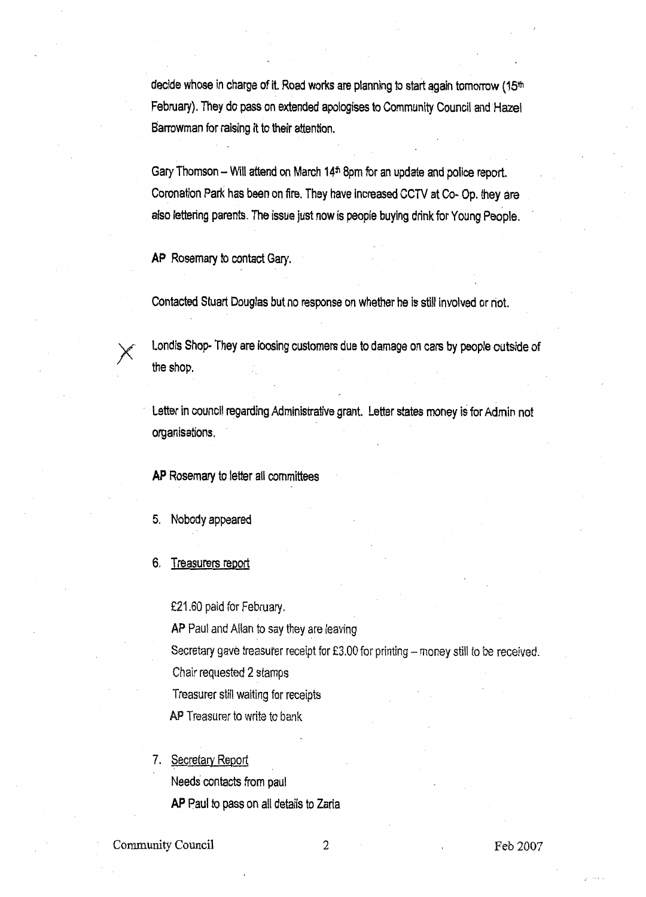decide whose in charge of it. Road works are planning to start again tomorrow (15th February). They do pass on extended apologises to Community Council and Hazel Barrowman for raising it to their attention.

Gary Thomson – Will attend on March 14th 8pm for an update and police report. Coronation Park has been on fire. They have increased CCTV at Co- Op. they are also lettering parents. The issue just now is people buying drink for Young People.

**AP** Rosemary to contact Gary.

Contacted Stuart Douglas but no response on whether he is still involved or not.

X Londis Shop- They are loosing customers due to damage on cars by people outside of the shop.

Letter in council regarding Administrative grant. Letter states money is for Admin not organisations.

**AP** Rosemary to letter all committees

5. Nobody appeared

6. Treasurers report

   £21.60 paid for February.
   **AP** Paul and Allan to say they are leaving
   Secretary gave treasurer receipt for £3.00 for printing – money still to be received.
   Chair requested 2 stamps
   Treasurer still waiting for receipts
   **AP** Treasurer to write to bank

7. Secretary Report

   Needs contacts from paul
   **AP** Paul to pass on all details to Zaria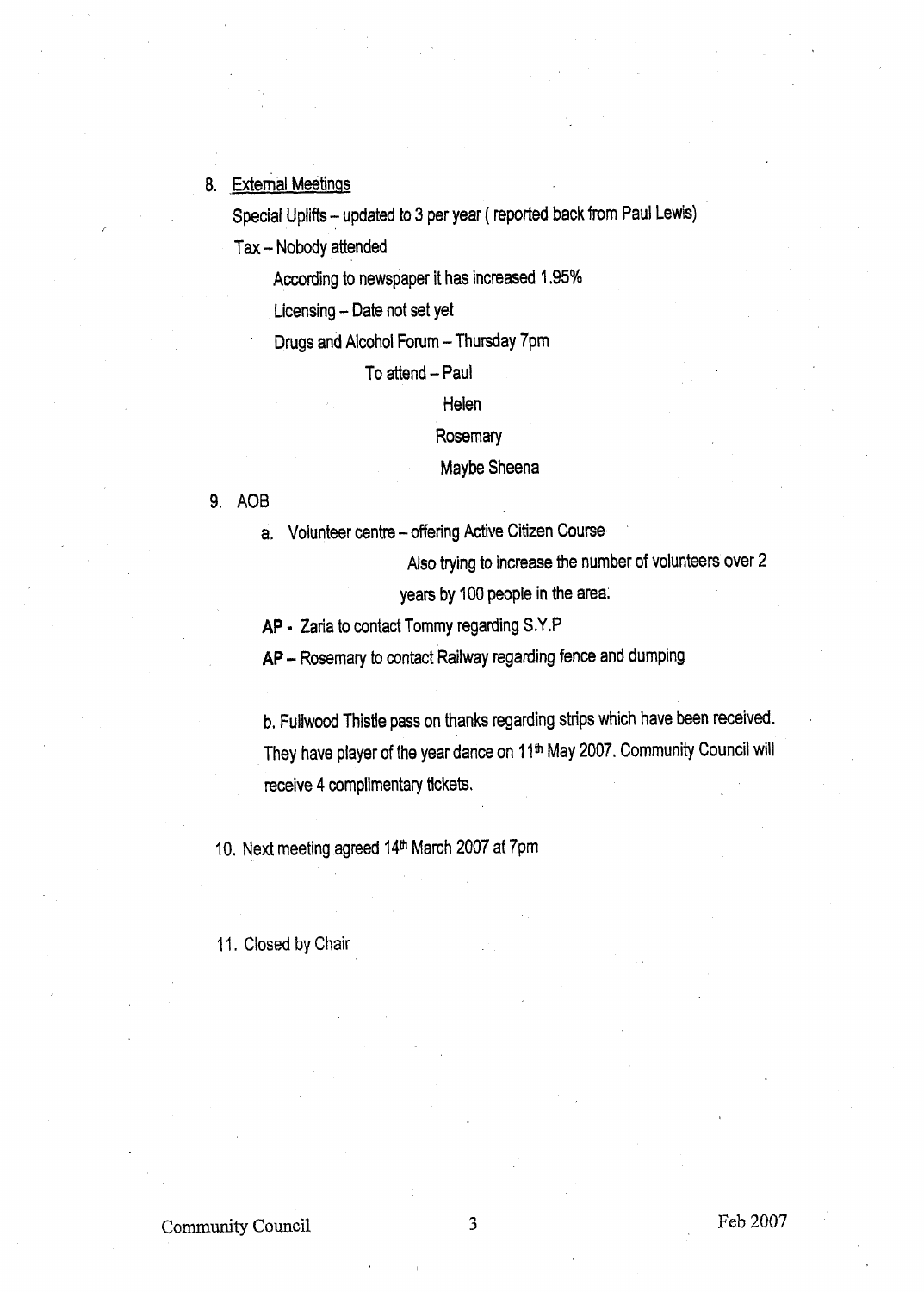8. <u>External Meetings</u>

   Special Uplifts – updated to 3 per year ( reported back from Paul Lewis)

   Tax – Nobody attended

   According to newspaper it has increased 1.95%

   Licensing – Date not set yet

   Drugs and Alcohol Forum – Thursday 7pm

   To attend – Paul

   Helen

   Rosemary

   Maybe Sheena

9. AOB

   a. Volunteer centre – offering Active Citizen Course

      Also trying to increase the number of volunteers over 2 years by 100 people in the area.

   **AP** - Zaria to contact Tommy regarding S.Y.P

   **AP** – Rosemary to contact Railway regarding fence and dumping

   b. Fullwood Thistle pass on thanks regarding strips which have been received. They have player of the year dance on 11th May 2007. Community Council will receive 4 complimentary tickets.

10. Next meeting agreed 14th March 2007 at 7pm

11. Closed by Chair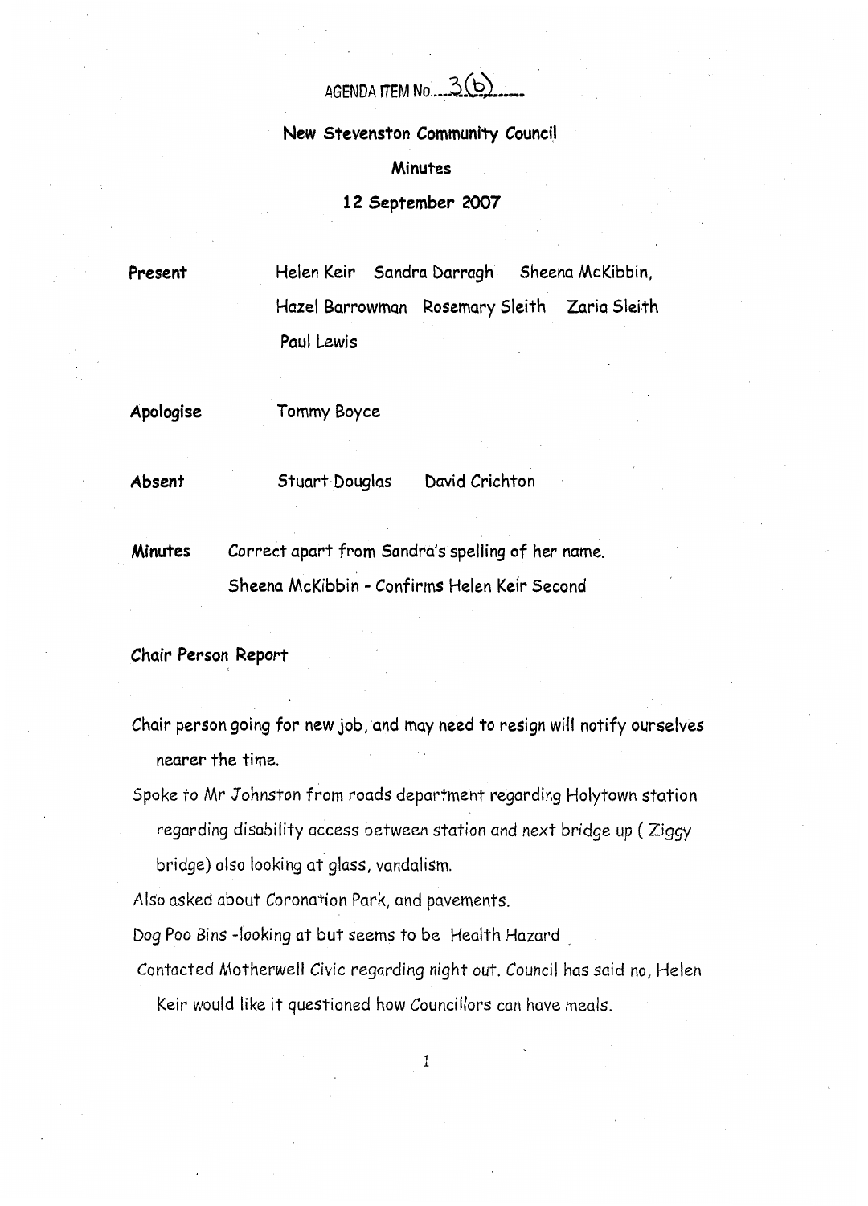AGENDA ITEM No....3(b).....

# New Stevenston Community Council

## Minutes

### 12 September 2007

**Present** Helen Keir Sandra Darragh Sheena McKibbin, Hazel Barrowman Rosemary Sleith Zaria Sleith Paul Lewis

**Apologise** Tommy Boyce

**Absent** Stuart Douglas David Crichton

**Minutes** Correct apart from Sandra's spelling of her name.
Sheena McKibbin - Confirms Helen Keir Second

**Chair Person Report**

Chair person going for new job, and may need to resign will notify ourselves nearer the time.

Spoke to Mr Johnston from roads department regarding Holytown station regarding disability access between station and next bridge up ( Ziggy bridge) also looking at glass, vandalism.

Also asked about Coronation Park, and pavements.

Dog Poo Bins -looking at but seems to be Health Hazard

Contacted Motherwell Civic regarding night out. Council has said no, Helen Keir would like it questioned how Councillors can have meals.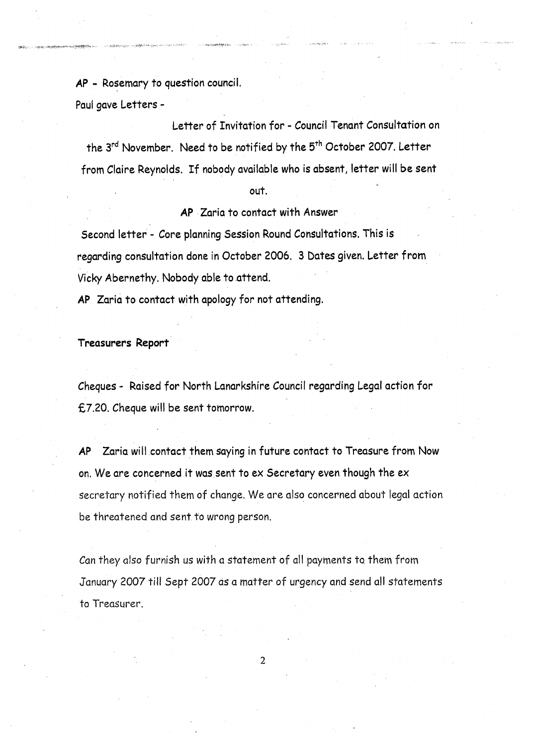**AP** - Rosemary to question council.

Paul gave Letters -

Letter of Invitation for - Council Tenant Consultation on the 3rd November. Need to be notified by the 5th October 2007. Letter from Claire Reynolds. If nobody available who is absent, letter will be sent out.

**AP** Zaria to contact with Answer

Second letter - Core planning Session Round Consultations. This is regarding consultation done in October 2006. 3 Dates given. Letter from Vicky Abernethy. Nobody able to attend.

**AP** Zaria to contact with apology for not attending.

**Treasurers Report**

Cheques - Raised for North Lanarkshire Council regarding Legal action for £7.20. Cheque will be sent tomorrow.

**AP** Zaria will contact them saying in future contact to Treasure from Now on. We are concerned it was sent to ex Secretary even though the ex secretary notified them of change. We are also concerned about legal action be threatened and sent to wrong person.

Can they also furnish us with a statement of all payments to them from January 2007 till Sept 2007 as a matter of urgency and send all statements to Treasurer.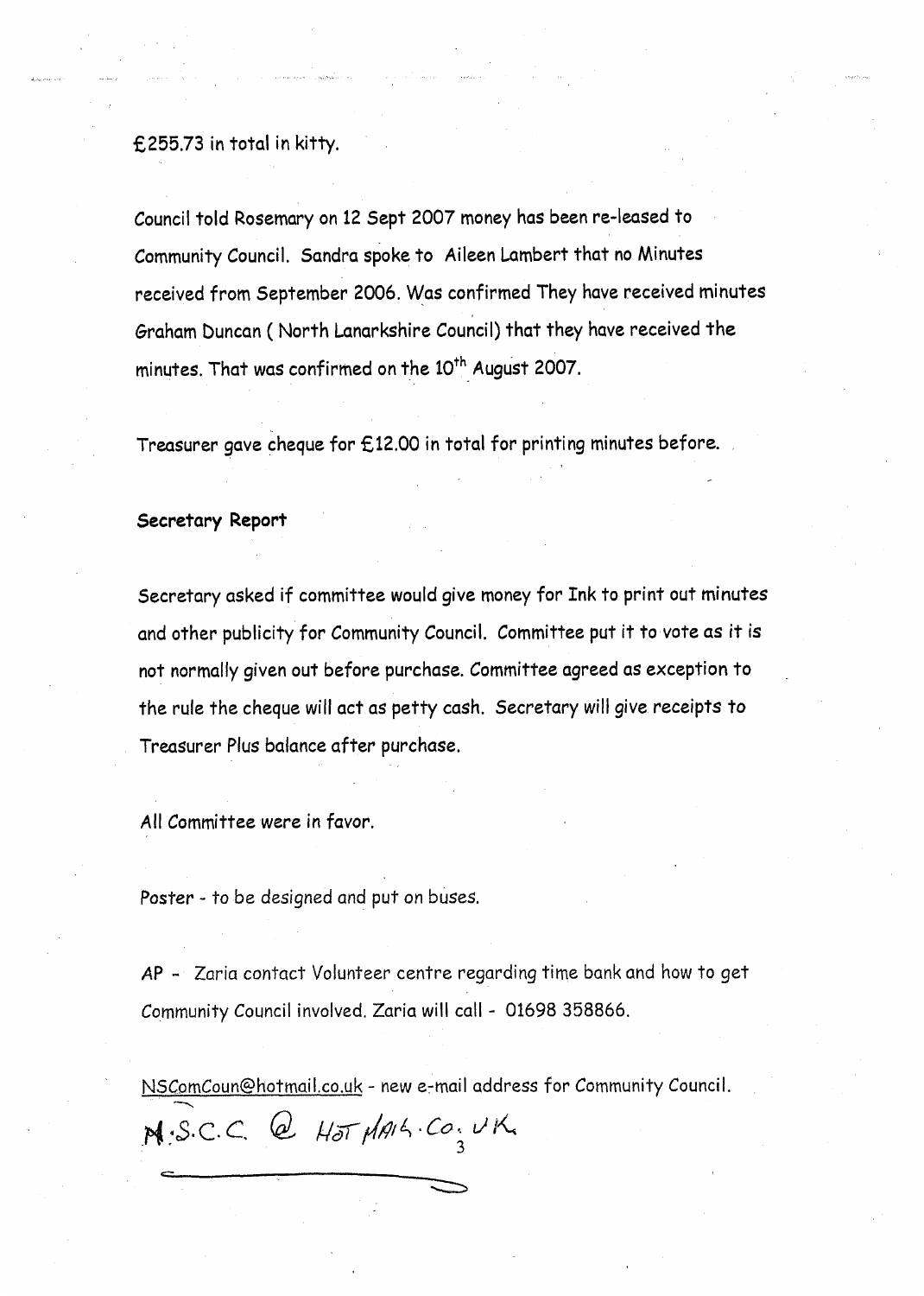£255.73 in total in kitty.

Council told Rosemary on 12 Sept 2007 money has been re-leased to Community Council. Sandra spoke to Aileen Lambert that no Minutes received from September 2006. Was confirmed They have received minutes Graham Duncan ( North Lanarkshire Council) that they have received the minutes. That was confirmed on the 10th August 2007.

Treasurer gave cheque for £12.00 in total for printing minutes before.

**Secretary Report**

Secretary asked if committee would give money for Ink to print out minutes and other publicity for Community Council. Committee put it to vote as it is not normally given out before purchase. Committee agreed as exception to the rule the cheque will act as petty cash. Secretary will give receipts to Treasurer Plus balance after purchase.

All Committee were in favor.

Poster - to be designed and put on buses.

AP - Zaria contact Volunteer centre regarding time bank and how to get Community Council involved. Zaria will call - 01698 358866.

NSComCoun@hotmail.co.uk - new e-mail address for Community Council.

M.S.C.C. @ HOTMAIL.CO.UK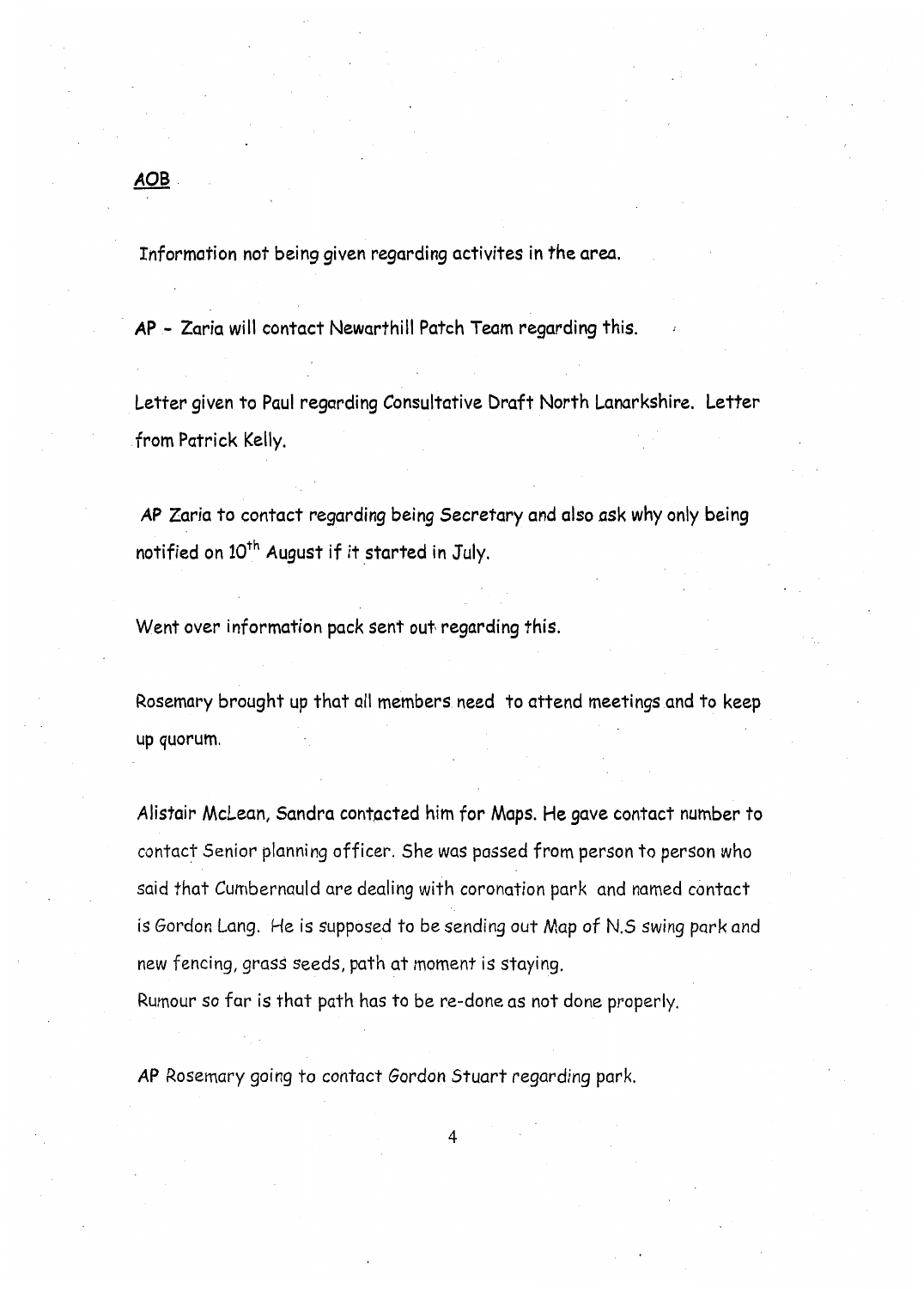**AOB**

Information not being given regarding activites in the area.

**AP** - Zaria will contact Newarthill Patch Team regarding this.

Letter given to Paul regarding Consultative Draft North Lanarkshire. Letter from Patrick Kelly.

**AP** Zaria to contact regarding being Secretary and also ask why only being notified on 10th August if it started in July.

Went over information pack sent out regarding this.

Rosemary brought up that all members need to attend meetings and to keep up quorum.

Alistair McLean, Sandra contacted him for Maps. He gave contact number to contact Senior planning officer. She was passed from person to person who said that Cumbernauld are dealing with coronation park and named contact is Gordon Lang. He is supposed to be sending out Map of N.S swing park and new fencing, grass seeds, path at moment is staying.
Rumour so far is that path has to be re-done as not done properly.

AP Rosemary going to contact Gordon Stuart regarding park.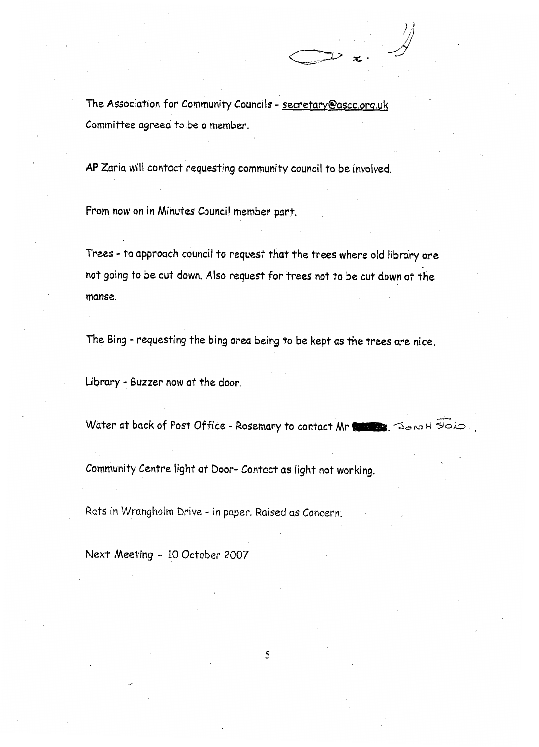The Association for Community Councils - secretary@ascc.org.uk
Committee agreed to be a member.

AP Zaria will contact requesting community council to be involved.

From now on in Minutes Council member part.

Trees - to approach council to request that the trees where old library are not going to be cut down. Also request for trees not to be cut down at the manse.

The Bing - requesting the bing area being to be kept as the trees are nice.

Library - Buzzer now at the door.

Water at back of Post Office - Rosemary to contact Mr ████. ~~Done~~ ~~Hoio~~

Community Centre light at Door- Contact as light not working.

Rats in Wrangholm Drive - in paper. Raised as Concern.

Next Meeting - 10 October 2007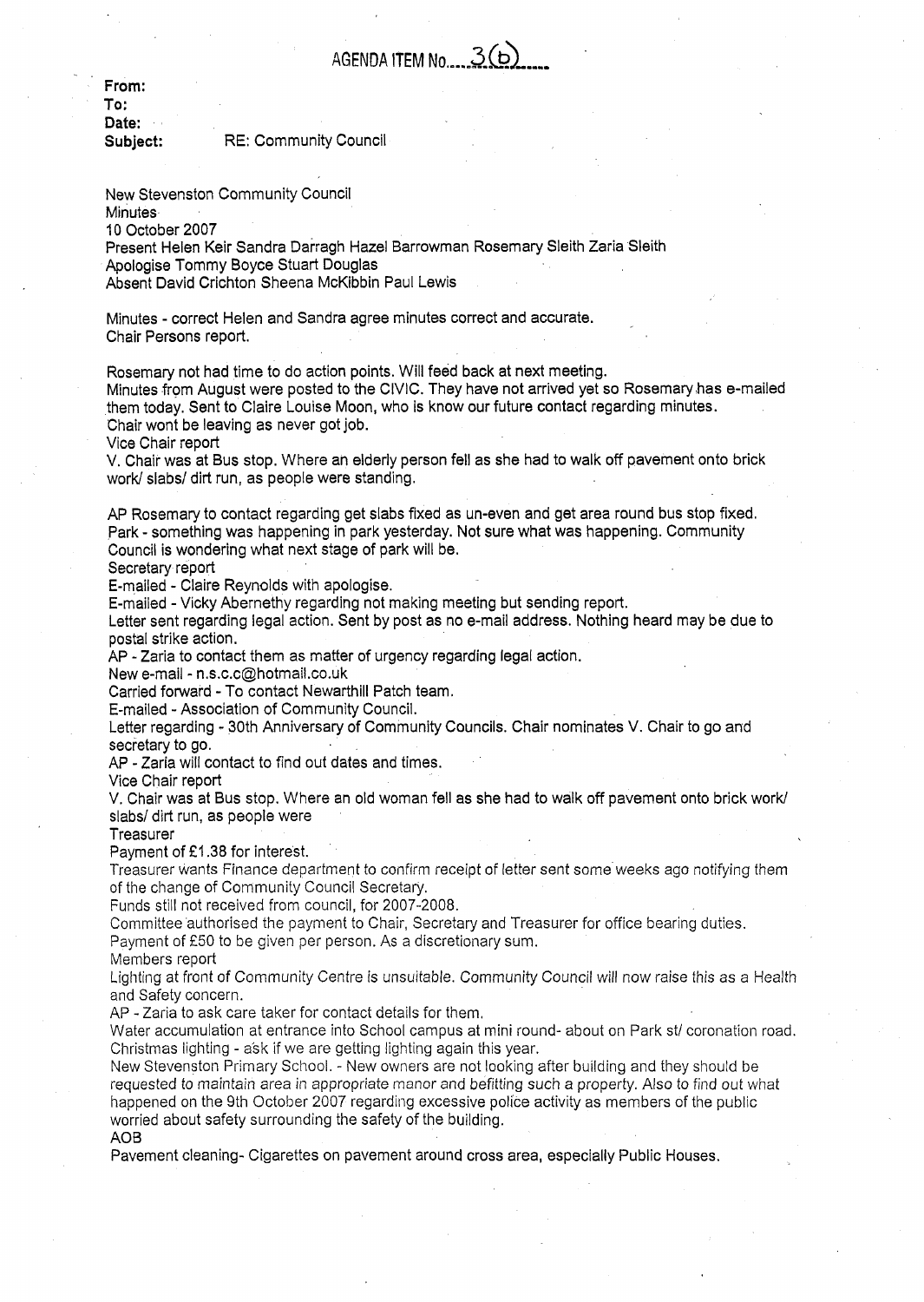AGENDA ITEM No.....3(b).....

**From:**
**To:**
**Date:**
**Subject:** RE: Community Council

New Stevenston Community Council
Minutes
10 October 2007
Present Helen Keir Sandra Darragh Hazel Barrowman Rosemary Sleith Zaria Sleith
Apologise Tommy Boyce Stuart Douglas
Absent David Crichton Sheena McKibbin Paul Lewis

Minutes - correct Helen and Sandra agree minutes correct and accurate.
Chair Persons report.

Rosemary not had time to do action points. Will feed back at next meeting.
Minutes from August were posted to the CIVIC. They have not arrived yet so Rosemary has e-mailed them today. Sent to Claire Louise Moon, who is know our future contact regarding minutes.
Chair wont be leaving as never got job.
Vice Chair report
V. Chair was at Bus stop. Where an elderly person fell as she had to walk off pavement onto brick work/ slabs/ dirt run, as people were standing.

AP Rosemary to contact regarding get slabs fixed as un-even and get area round bus stop fixed.
Park - something was happening in park yesterday. Not sure what was happening. Community Council is wondering what next stage of park will be.
Secretary report
E-mailed - Claire Reynolds with apologise.
E-mailed - Vicky Abernethy regarding not making meeting but sending report.
Letter sent regarding legal action. Sent by post as no e-mail address. Nothing heard may be due to postal strike action.
AP - Zaria to contact them as matter of urgency regarding legal action.
New e-mail - n.s.c.c@hotmail.co.uk
Carried forward - To contact Newarthill Patch team.
E-mailed - Association of Community Council.
Letter regarding - 30th Anniversary of Community Councils. Chair nominates V. Chair to go and secretary to go.
AP - Zaria will contact to find out dates and times.
Vice Chair report
V. Chair was at Bus stop. Where an old woman fell as she had to walk off pavement onto brick work/ slabs/ dirt run, as people were
Treasurer
Payment of £1.38 for interest.
Treasurer wants Finance department to confirm receipt of letter sent some weeks ago notifying them of the change of Community Council Secretary.
Funds still not received from council, for 2007-2008.
Committee authorised the payment to Chair, Secretary and Treasurer for office bearing duties.
Payment of £50 to be given per person. As a discretionary sum.
Members report
Lighting at front of Community Centre is unsuitable. Community Council will now raise this as a Health and Safety concern.
AP - Zaria to ask care taker for contact details for them.
Water accumulation at entrance into School campus at mini round- about on Park st/ coronation road.
Christmas lighting - ask if we are getting lighting again this year.
New Stevenston Primary School. - New owners are not looking after building and they should be requested to maintain area in appropriate manor and befitting such a property. Also to find out what happened on the 9th October 2007 regarding excessive police activity as members of the public worried about safety surrounding the safety of the building.
AOB
Pavement cleaning- Cigarettes on pavement around cross area, especially Public Houses.